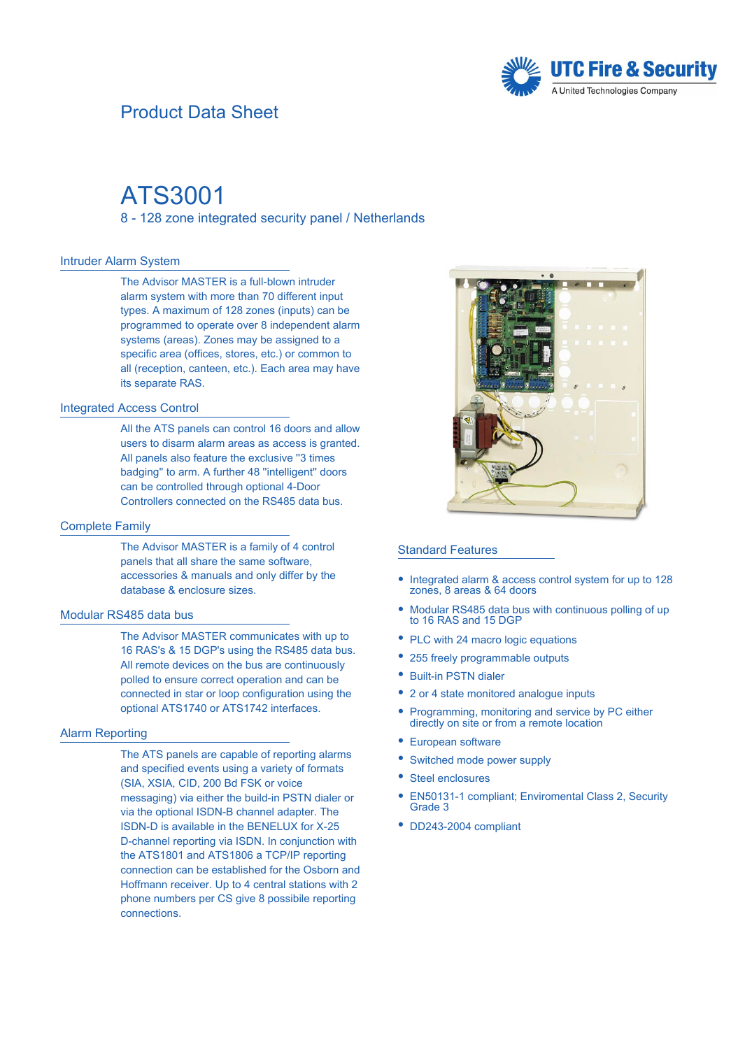UTC Fire & Security
A United Technologies Company

Product Data Sheet

# ATS3001

8 - 128 zone integrated security panel / Netherlands

## Intruder Alarm System

The Advisor MASTER is a full-blown intruder alarm system with more than 70 different input types. A maximum of 128 zones (inputs) can be programmed to operate over 8 independent alarm systems (areas). Zones may be assigned to a specific area (offices, stores, etc.) or common to all (reception, canteen, etc.). Each area may have its separate RAS.

## Integrated Access Control

All the ATS panels can control 16 doors and allow users to disarm alarm areas as access is granted. All panels also feature the exclusive "3 times badging" to arm. A further 48 "intelligent" doors can be controlled through optional 4-Door Controllers connected on the RS485 data bus.

## Complete Family

The Advisor MASTER is a family of 4 control panels that all share the same software, accessories & manuals and only differ by the database & enclosure sizes.

## Modular RS485 data bus

The Advisor MASTER communicates with up to 16 RAS's & 15 DGP's using the RS485 data bus. All remote devices on the bus are continuously polled to ensure correct operation and can be connected in star or loop configuration using the optional ATS1740 or ATS1742 interfaces.

## Alarm Reporting

The ATS panels are capable of reporting alarms and specified events using a variety of formats (SIA, XSIA, CID, 200 Bd FSK or voice messaging) via either the build-in PSTN dialer or via the optional ISDN-B channel adapter. The ISDN-D is available in the BENELUX for X-25 D-channel reporting via ISDN. In conjunction with the ATS1801 and ATS1806 a TCP/IP reporting connection can be established for the Osborn and Hoffmann receiver. Up to 4 central stations with 2 phone numbers per CS give 8 possibile reporting connections.

## Standard Features

- Integrated alarm & access control system for up to 128 zones, 8 areas & 64 doors
- Modular RS485 data bus with continuous polling of up to 16 RAS and 15 DGP
- PLC with 24 macro logic equations
- 255 freely programmable outputs
- Built-in PSTN dialer
- 2 or 4 state monitored analogue inputs
- Programming, monitoring and service by PC either directly on site or from a remote location
- European software
- Switched mode power supply
- Steel enclosures
- EN50131-1 compliant; Enviromental Class 2, Security Grade 3
- DD243-2004 compliant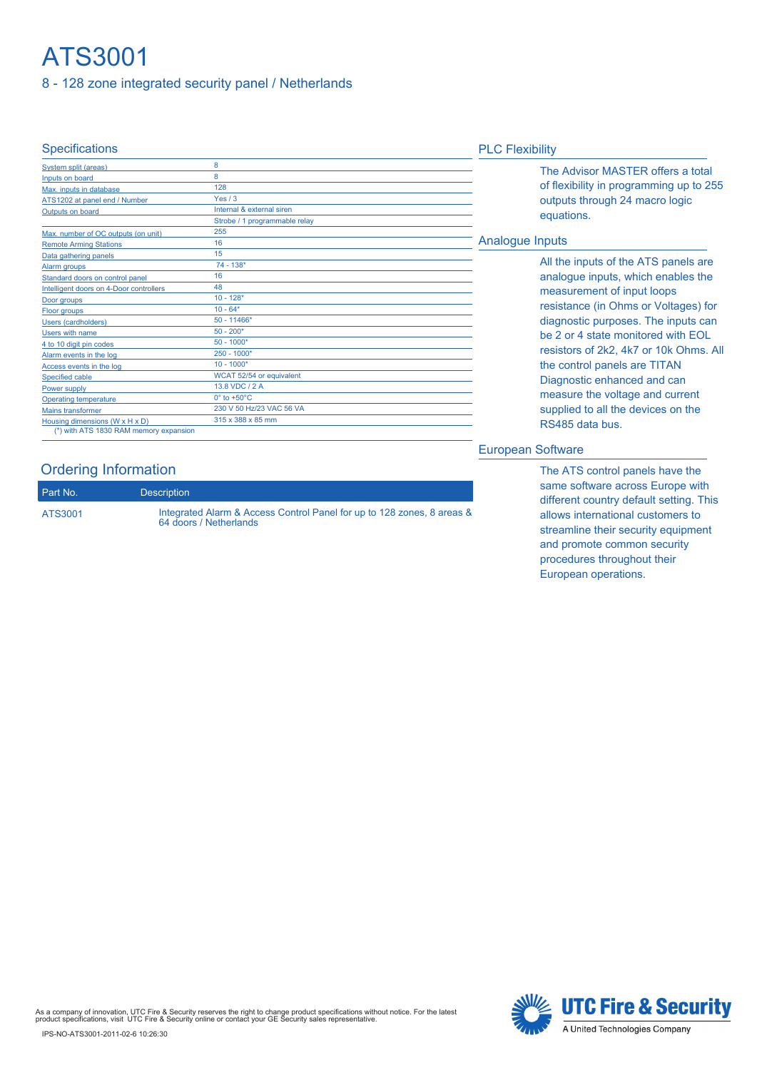# ATS3001

8 - 128 zone integrated security panel / Netherlands

## Specifications

| | |
|---|---|
| System split (areas) | 8 |
| Inputs on board | 8 |
| Max. inputs in database | 128 |
| ATS1202 at panel end / Number | Yes / 3 |
| Outputs on board | Internal & external siren |
| | Strobe / 1 programmable relay |
| Max. number of OC outputs (on unit) | 255 |
| Remote Arming Stations | 16 |
| Data gathering panels | 15 |
| Alarm groups | 74 - 138* |
| Standard doors on control panel | 16 |
| Intelligent doors on 4-Door controllers | 48 |
| Door groups | 10 - 128* |
| Floor groups | 10 - 64* |
| Users (cardholders) | 50 - 11466* |
| Users with name | 50 - 200* |
| 4 to 10 digit pin codes | 50 - 1000* |
| Alarm events in the log | 250 - 1000* |
| Access events in the log | 10 - 1000* |
| Specified cable | WCAT 52/54 or equivalent |
| Power supply | 13.8 VDC / 2 A |
| Operating temperature | 0° to +50°C |
| Mains transformer | 230 V 50 Hz/23 VAC 56 VA |
| Housing dimensions (W x H x D) | 315 x 388 x 85 mm |

(*) with ATS 1830 RAM memory expansion

## Ordering Information

| Part No. | Description |
|---|---|
| ATS3001 | Integrated Alarm & Access Control Panel for up to 128 zones, 8 areas & 64 doors / Netherlands |

## PLC Flexibility

The Advisor MASTER offers a total of flexibility in programming up to 255 outputs through 24 macro logic equations.

## Analogue Inputs

All the inputs of the ATS panels are analogue inputs, which enables the measurement of input loops resistance (in Ohms or Voltages) for diagnostic purposes. The inputs can be 2 or 4 state monitored with EOL resistors of 2k2, 4k7 or 10k Ohms. All the control panels are TITAN Diagnostic enhanced and can measure the voltage and current supplied to all the devices on the RS485 data bus.

## European Software

The ATS control panels have the same software across Europe with different country default setting. This allows international customers to streamline their security equipment and promote common security procedures throughout their European operations.

As a company of innovation, UTC Fire & Security reserves the right to change product specifications without notice. For the latest product specifications, visit UTC Fire & Security online or contact your GE Security sales representative.

IPS-NO-ATS3001-2011-02-6 10:26:30

UTC Fire & Security
A United Technologies Company